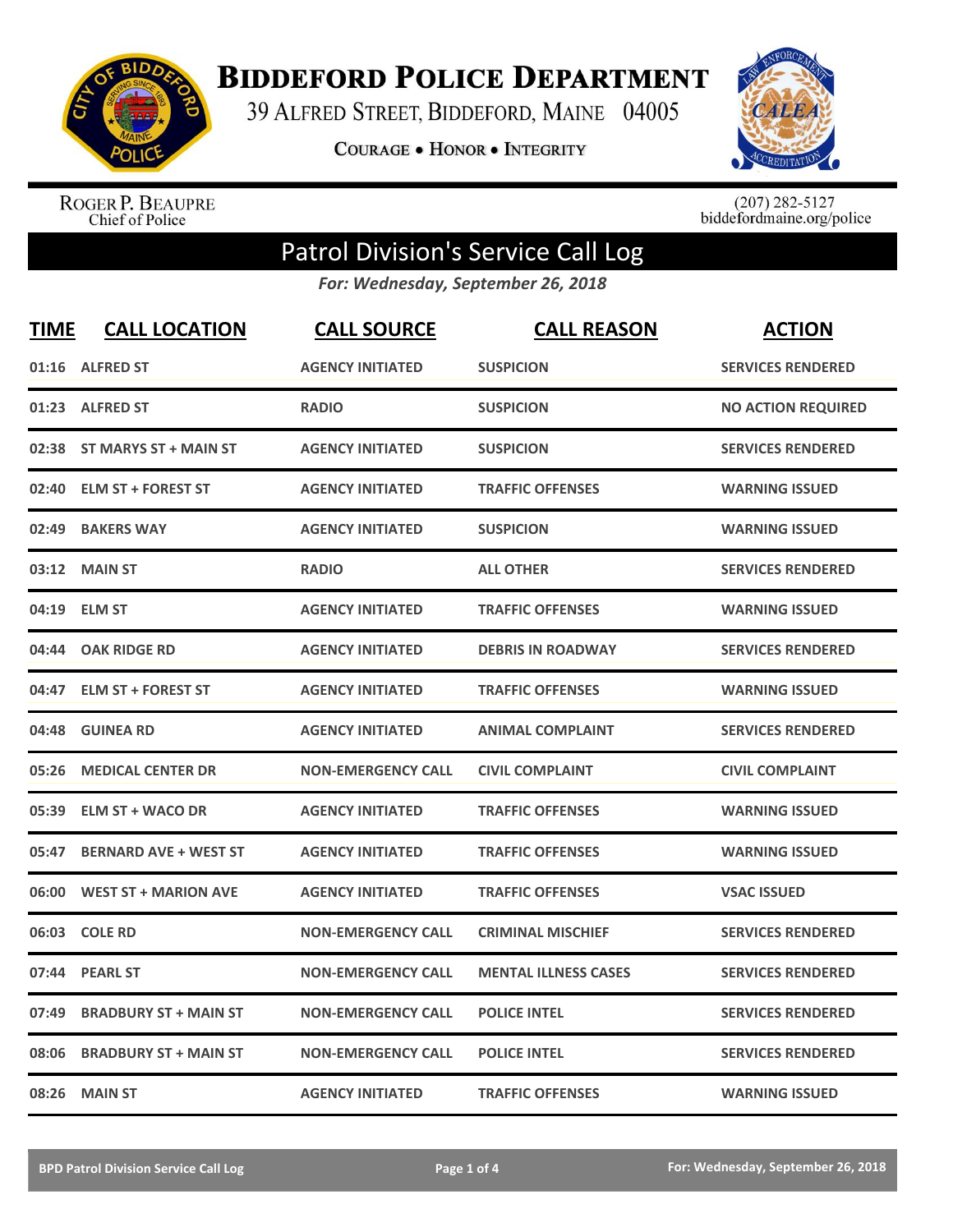# Biddeford Police Department

39 Alfred Street, Biddeford, Maine 04005

Courage • Honor • Integrity

Roger P. Beaupre
Chief of Police

(207) 282-5127
biddefordmaine.org/police

## Patrol Division's Service Call Log

*For: Wednesday, September 26, 2018*

| TIME | CALL LOCATION | CALL SOURCE | CALL REASON | ACTION |
|---|---|---|---|---|
| 01:16 | ALFRED ST | AGENCY INITIATED | SUSPICION | SERVICES RENDERED |
| 01:23 | ALFRED ST | RADIO | SUSPICION | NO ACTION REQUIRED |
| 02:38 | ST MARYS ST + MAIN ST | AGENCY INITIATED | SUSPICION | SERVICES RENDERED |
| 02:40 | ELM ST + FOREST ST | AGENCY INITIATED | TRAFFIC OFFENSES | WARNING ISSUED |
| 02:49 | BAKERS WAY | AGENCY INITIATED | SUSPICION | WARNING ISSUED |
| 03:12 | MAIN ST | RADIO | ALL OTHER | SERVICES RENDERED |
| 04:19 | ELM ST | AGENCY INITIATED | TRAFFIC OFFENSES | WARNING ISSUED |
| 04:44 | OAK RIDGE RD | AGENCY INITIATED | DEBRIS IN ROADWAY | SERVICES RENDERED |
| 04:47 | ELM ST + FOREST ST | AGENCY INITIATED | TRAFFIC OFFENSES | WARNING ISSUED |
| 04:48 | GUINEA RD | AGENCY INITIATED | ANIMAL COMPLAINT | SERVICES RENDERED |
| 05:26 | MEDICAL CENTER DR | NON-EMERGENCY CALL | CIVIL COMPLAINT | CIVIL COMPLAINT |
| 05:39 | ELM ST + WACO DR | AGENCY INITIATED | TRAFFIC OFFENSES | WARNING ISSUED |
| 05:47 | BERNARD AVE + WEST ST | AGENCY INITIATED | TRAFFIC OFFENSES | WARNING ISSUED |
| 06:00 | WEST ST + MARION AVE | AGENCY INITIATED | TRAFFIC OFFENSES | VSAC ISSUED |
| 06:03 | COLE RD | NON-EMERGENCY CALL | CRIMINAL MISCHIEF | SERVICES RENDERED |
| 07:44 | PEARL ST | NON-EMERGENCY CALL | MENTAL ILLNESS CASES | SERVICES RENDERED |
| 07:49 | BRADBURY ST + MAIN ST | NON-EMERGENCY CALL | POLICE INTEL | SERVICES RENDERED |
| 08:06 | BRADBURY ST + MAIN ST | NON-EMERGENCY CALL | POLICE INTEL | SERVICES RENDERED |
| 08:26 | MAIN ST | AGENCY INITIATED | TRAFFIC OFFENSES | WARNING ISSUED |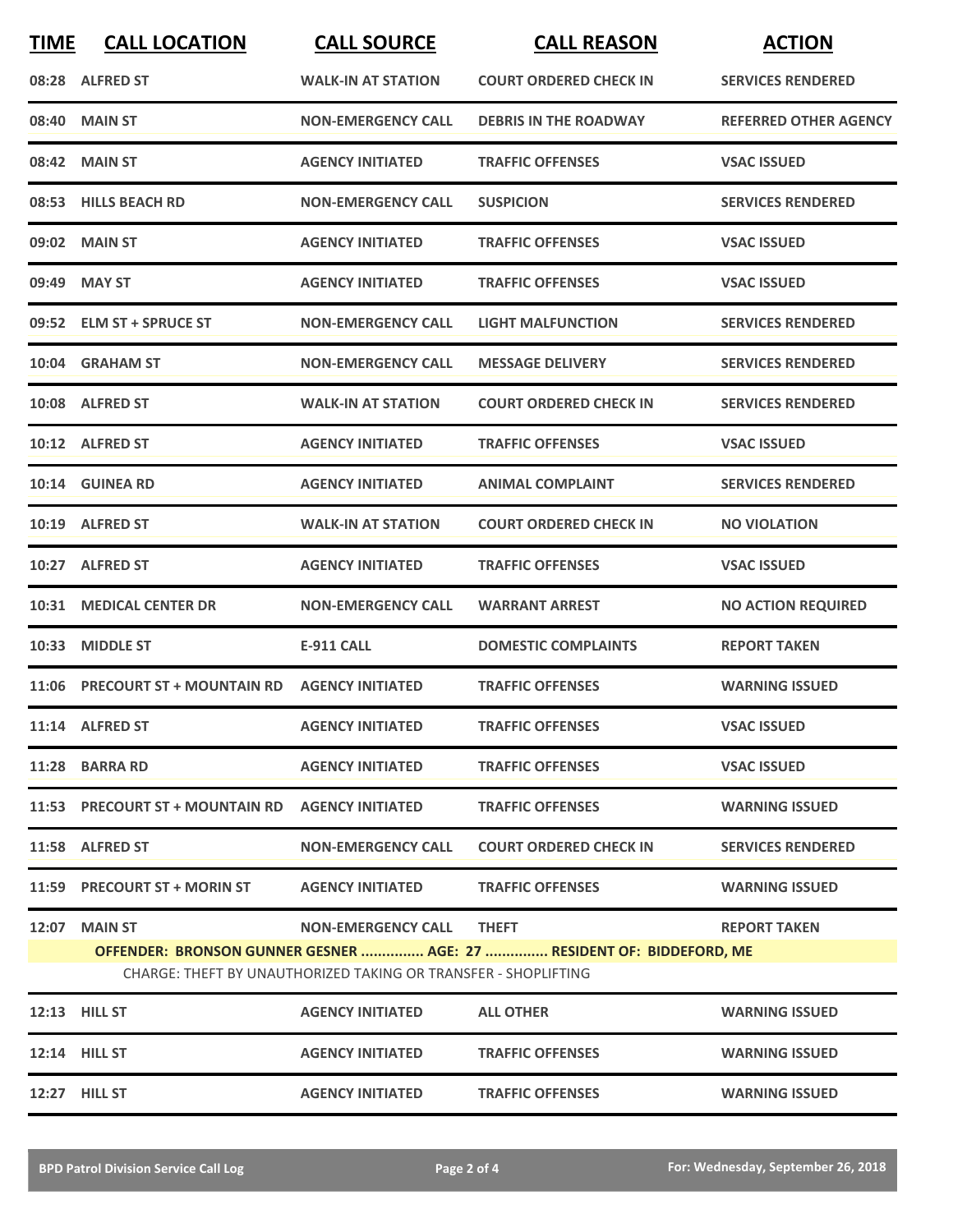| TIME | CALL LOCATION | CALL SOURCE | CALL REASON | ACTION |
|---|---|---|---|---|
| 08:28 | ALFRED ST | WALK-IN AT STATION | COURT ORDERED CHECK IN | SERVICES RENDERED |
| 08:40 | MAIN ST | NON-EMERGENCY CALL | DEBRIS IN THE ROADWAY | REFERRED OTHER AGENCY |
| 08:42 | MAIN ST | AGENCY INITIATED | TRAFFIC OFFENSES | VSAC ISSUED |
| 08:53 | HILLS BEACH RD | NON-EMERGENCY CALL | SUSPICION | SERVICES RENDERED |
| 09:02 | MAIN ST | AGENCY INITIATED | TRAFFIC OFFENSES | VSAC ISSUED |
| 09:49 | MAY ST | AGENCY INITIATED | TRAFFIC OFFENSES | VSAC ISSUED |
| 09:52 | ELM ST + SPRUCE ST | NON-EMERGENCY CALL | LIGHT MALFUNCTION | SERVICES RENDERED |
| 10:04 | GRAHAM ST | NON-EMERGENCY CALL | MESSAGE DELIVERY | SERVICES RENDERED |
| 10:08 | ALFRED ST | WALK-IN AT STATION | COURT ORDERED CHECK IN | SERVICES RENDERED |
| 10:12 | ALFRED ST | AGENCY INITIATED | TRAFFIC OFFENSES | VSAC ISSUED |
| 10:14 | GUINEA RD | AGENCY INITIATED | ANIMAL COMPLAINT | SERVICES RENDERED |
| 10:19 | ALFRED ST | WALK-IN AT STATION | COURT ORDERED CHECK IN | NO VIOLATION |
| 10:27 | ALFRED ST | AGENCY INITIATED | TRAFFIC OFFENSES | VSAC ISSUED |
| 10:31 | MEDICAL CENTER DR | NON-EMERGENCY CALL | WARRANT ARREST | NO ACTION REQUIRED |
| 10:33 | MIDDLE ST | E-911 CALL | DOMESTIC COMPLAINTS | REPORT TAKEN |
| 11:06 | PRECOURT ST + MOUNTAIN RD | AGENCY INITIATED | TRAFFIC OFFENSES | WARNING ISSUED |
| 11:14 | ALFRED ST | AGENCY INITIATED | TRAFFIC OFFENSES | VSAC ISSUED |
| 11:28 | BARRA RD | AGENCY INITIATED | TRAFFIC OFFENSES | VSAC ISSUED |
| 11:53 | PRECOURT ST + MOUNTAIN RD | AGENCY INITIATED | TRAFFIC OFFENSES | WARNING ISSUED |
| 11:58 | ALFRED ST | NON-EMERGENCY CALL | COURT ORDERED CHECK IN | SERVICES RENDERED |
| 11:59 | PRECOURT ST + MORIN ST | AGENCY INITIATED | TRAFFIC OFFENSES | WARNING ISSUED |
| 12:07 | MAIN ST | NON-EMERGENCY CALL | THEFT | REPORT TAKEN |
| | OFFENDER: BRONSON GUNNER GESNER ............... AGE: 27 ............... RESIDENT OF: BIDDEFORD, ME<br>CHARGE: THEFT BY UNAUTHORIZED TAKING OR TRANSFER - SHOPLIFTING | | | |
| 12:13 | HILL ST | AGENCY INITIATED | ALL OTHER | WARNING ISSUED |
| 12:14 | HILL ST | AGENCY INITIATED | TRAFFIC OFFENSES | WARNING ISSUED |
| 12:27 | HILL ST | AGENCY INITIATED | TRAFFIC OFFENSES | WARNING ISSUED |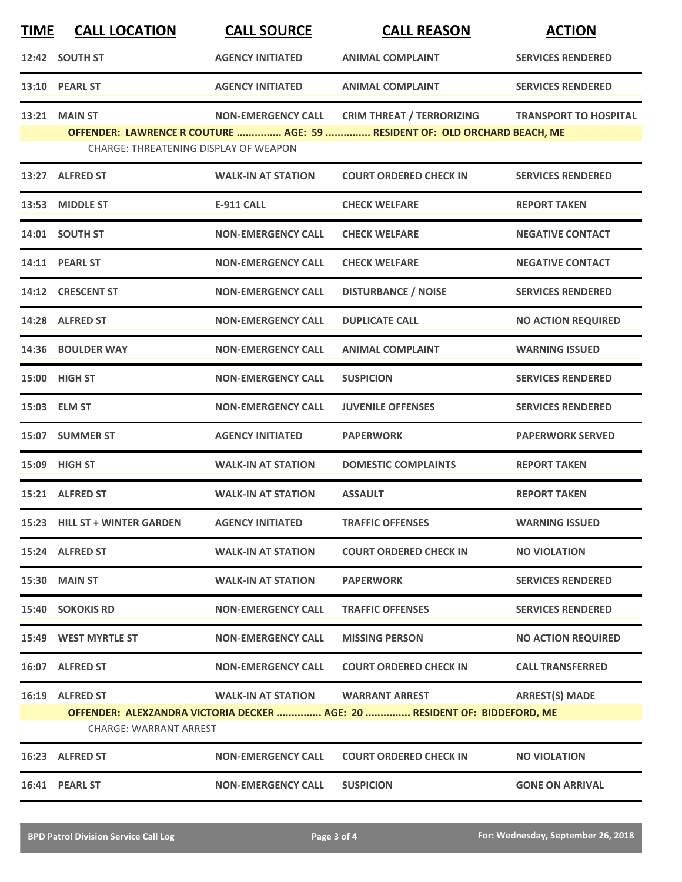| TIME | CALL LOCATION | CALL SOURCE | CALL REASON | ACTION |
|---|---|---|---|---|
| 12:42 | SOUTH ST | AGENCY INITIATED | ANIMAL COMPLAINT | SERVICES RENDERED |
| 13:10 | PEARL ST | AGENCY INITIATED | ANIMAL COMPLAINT | SERVICES RENDERED |
| 13:21 | MAIN ST | NON-EMERGENCY CALL | CRIM THREAT / TERRORIZING | TRANSPORT TO HOSPITAL |
| | OFFENDER: LAWRENCE R COUTURE ............... AGE: 59 ............... RESIDENT OF: OLD ORCHARD BEACH, ME | | | |
| | CHARGE: THREATENING DISPLAY OF WEAPON | | | |
| 13:27 | ALFRED ST | WALK-IN AT STATION | COURT ORDERED CHECK IN | SERVICES RENDERED |
| 13:53 | MIDDLE ST | E-911 CALL | CHECK WELFARE | REPORT TAKEN |
| 14:01 | SOUTH ST | NON-EMERGENCY CALL | CHECK WELFARE | NEGATIVE CONTACT |
| 14:11 | PEARL ST | NON-EMERGENCY CALL | CHECK WELFARE | NEGATIVE CONTACT |
| 14:12 | CRESCENT ST | NON-EMERGENCY CALL | DISTURBANCE / NOISE | SERVICES RENDERED |
| 14:28 | ALFRED ST | NON-EMERGENCY CALL | DUPLICATE CALL | NO ACTION REQUIRED |
| 14:36 | BOULDER WAY | NON-EMERGENCY CALL | ANIMAL COMPLAINT | WARNING ISSUED |
| 15:00 | HIGH ST | NON-EMERGENCY CALL | SUSPICION | SERVICES RENDERED |
| 15:03 | ELM ST | NON-EMERGENCY CALL | JUVENILE OFFENSES | SERVICES RENDERED |
| 15:07 | SUMMER ST | AGENCY INITIATED | PAPERWORK | PAPERWORK SERVED |
| 15:09 | HIGH ST | WALK-IN AT STATION | DOMESTIC COMPLAINTS | REPORT TAKEN |
| 15:21 | ALFRED ST | WALK-IN AT STATION | ASSAULT | REPORT TAKEN |
| 15:23 | HILL ST + WINTER GARDEN | AGENCY INITIATED | TRAFFIC OFFENSES | WARNING ISSUED |
| 15:24 | ALFRED ST | WALK-IN AT STATION | COURT ORDERED CHECK IN | NO VIOLATION |
| 15:30 | MAIN ST | WALK-IN AT STATION | PAPERWORK | SERVICES RENDERED |
| 15:40 | SOKOKIS RD | NON-EMERGENCY CALL | TRAFFIC OFFENSES | SERVICES RENDERED |
| 15:49 | WEST MYRTLE ST | NON-EMERGENCY CALL | MISSING PERSON | NO ACTION REQUIRED |
| 16:07 | ALFRED ST | NON-EMERGENCY CALL | COURT ORDERED CHECK IN | CALL TRANSFERRED |
| 16:19 | ALFRED ST | WALK-IN AT STATION | WARRANT ARREST | ARREST(S) MADE |
| | OFFENDER: ALEXZANDRA VICTORIA DECKER ............... AGE: 20 ............... RESIDENT OF: BIDDEFORD, ME | | | |
| | CHARGE: WARRANT ARREST | | | |
| 16:23 | ALFRED ST | NON-EMERGENCY CALL | COURT ORDERED CHECK IN | NO VIOLATION |
| 16:41 | PEARL ST | NON-EMERGENCY CALL | SUSPICION | GONE ON ARRIVAL |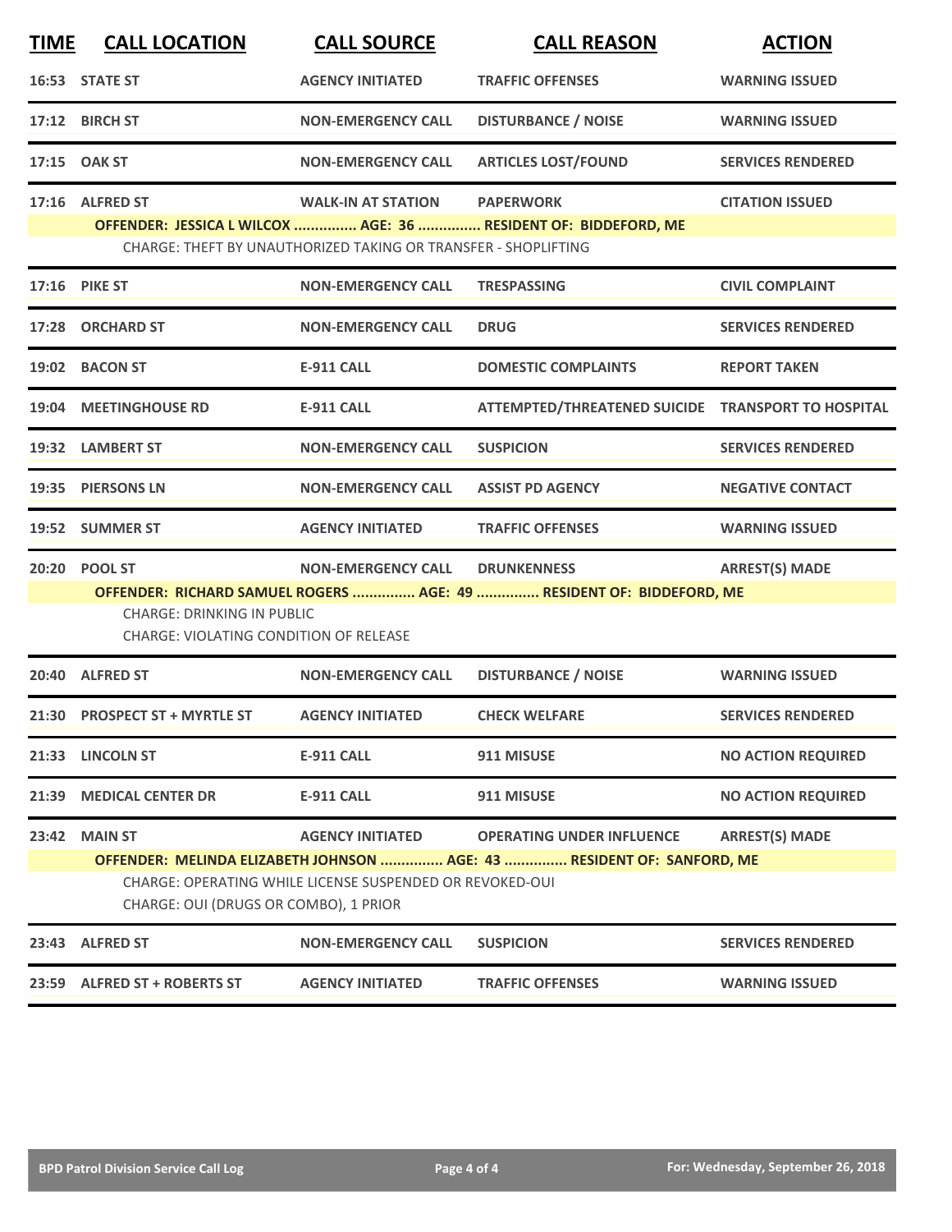| TIME | CALL LOCATION | CALL SOURCE | CALL REASON | ACTION |
|---|---|---|---|---|
| 16:53 | STATE ST | AGENCY INITIATED | TRAFFIC OFFENSES | WARNING ISSUED |
| 17:12 | BIRCH ST | NON-EMERGENCY CALL | DISTURBANCE / NOISE | WARNING ISSUED |
| 17:15 | OAK ST | NON-EMERGENCY CALL | ARTICLES LOST/FOUND | SERVICES RENDERED |
| 17:16 | ALFRED ST | WALK-IN AT STATION | PAPERWORK | CITATION ISSUED |

**OFFENDER: JESSICA L WILCOX ............... AGE: 36 ............... RESIDENT OF: BIDDEFORD, ME**

CHARGE: THEFT BY UNAUTHORIZED TAKING OR TRANSFER - SHOPLIFTING

| TIME | CALL LOCATION | CALL SOURCE | CALL REASON | ACTION |
|---|---|---|---|---|
| 17:16 | PIKE ST | NON-EMERGENCY CALL | TRESPASSING | CIVIL COMPLAINT |
| 17:28 | ORCHARD ST | NON-EMERGENCY CALL | DRUG | SERVICES RENDERED |
| 19:02 | BACON ST | E-911 CALL | DOMESTIC COMPLAINTS | REPORT TAKEN |
| 19:04 | MEETINGHOUSE RD | E-911 CALL | ATTEMPTED/THREATENED SUICIDE | TRANSPORT TO HOSPITAL |
| 19:32 | LAMBERT ST | NON-EMERGENCY CALL | SUSPICION | SERVICES RENDERED |
| 19:35 | PIERSONS LN | NON-EMERGENCY CALL | ASSIST PD AGENCY | NEGATIVE CONTACT |
| 19:52 | SUMMER ST | AGENCY INITIATED | TRAFFIC OFFENSES | WARNING ISSUED |
| 20:20 | POOL ST | NON-EMERGENCY CALL | DRUNKENNESS | ARREST(S) MADE |

**OFFENDER: RICHARD SAMUEL ROGERS ............... AGE: 49 ............... RESIDENT OF: BIDDEFORD, ME**

CHARGE: DRINKING IN PUBLIC
CHARGE: VIOLATING CONDITION OF RELEASE

| TIME | CALL LOCATION | CALL SOURCE | CALL REASON | ACTION |
|---|---|---|---|---|
| 20:40 | ALFRED ST | NON-EMERGENCY CALL | DISTURBANCE / NOISE | WARNING ISSUED |
| 21:30 | PROSPECT ST + MYRTLE ST | AGENCY INITIATED | CHECK WELFARE | SERVICES RENDERED |
| 21:33 | LINCOLN ST | E-911 CALL | 911 MISUSE | NO ACTION REQUIRED |
| 21:39 | MEDICAL CENTER DR | E-911 CALL | 911 MISUSE | NO ACTION REQUIRED |
| 23:42 | MAIN ST | AGENCY INITIATED | OPERATING UNDER INFLUENCE | ARREST(S) MADE |

**OFFENDER: MELINDA ELIZABETH JOHNSON ............... AGE: 43 ............... RESIDENT OF: SANFORD, ME**

CHARGE: OPERATING WHILE LICENSE SUSPENDED OR REVOKED-OUI
CHARGE: OUI (DRUGS OR COMBO), 1 PRIOR

| TIME | CALL LOCATION | CALL SOURCE | CALL REASON | ACTION |
|---|---|---|---|---|
| 23:43 | ALFRED ST | NON-EMERGENCY CALL | SUSPICION | SERVICES RENDERED |
| 23:59 | ALFRED ST + ROBERTS ST | AGENCY INITIATED | TRAFFIC OFFENSES | WARNING ISSUED |